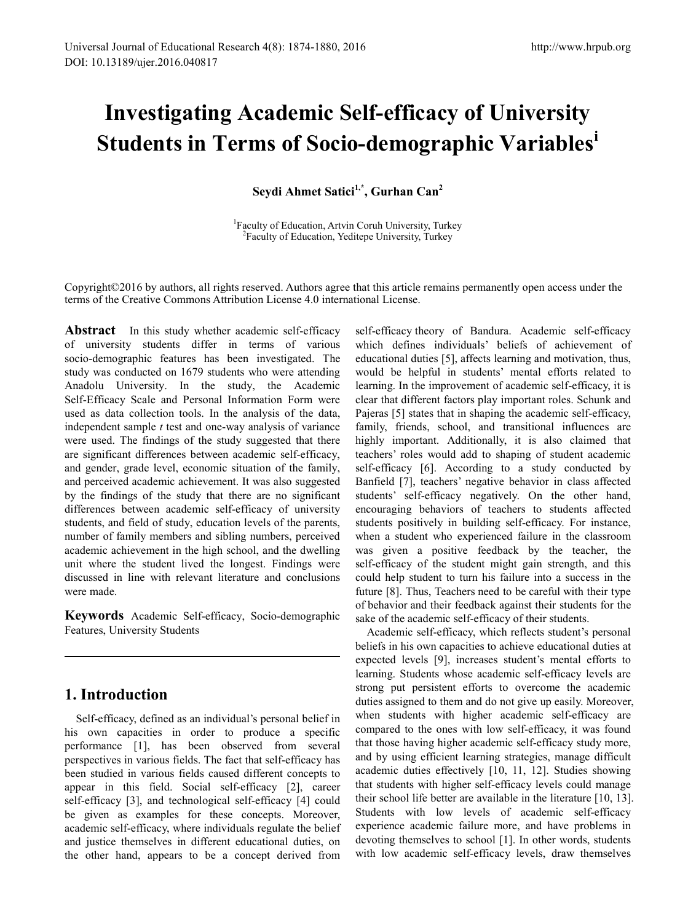# Investigating Academic Self-efficacy of University Students in Terms of Socio-demographic Variables[i]

**Seydi Ahmet Satici[1,*], Gurhan Can[2]**

[1]Faculty of Education, Artvin Coruh University, Turkey
[2]Faculty of Education, Yeditepe University, Turkey

Copyright©2016 by authors, all rights reserved. Authors agree that this article remains permanently open access under the terms of the Creative Commons Attribution License 4.0 international License.

**Abstract** In this study whether academic self-efficacy of university students differ in terms of various socio-demographic features has been investigated. The study was conducted on 1679 students who were attending Anadolu University. In the study, the Academic Self-Efficacy Scale and Personal Information Form were used as data collection tools. In the analysis of the data, independent sample *t* test and one-way analysis of variance were used. The findings of the study suggested that there are significant differences between academic self-efficacy, and gender, grade level, economic situation of the family, and perceived academic achievement. It was also suggested by the findings of the study that there are no significant differences between academic self-efficacy of university students, and field of study, education levels of the parents, number of family members and sibling numbers, perceived academic achievement in the high school, and the dwelling unit where the student lived the longest. Findings were discussed in line with relevant literature and conclusions were made.

**Keywords** Academic Self-efficacy, Socio-demographic Features, University Students

## 1. Introduction

Self-efficacy, defined as an individual's personal belief in his own capacities in order to produce a specific performance [1], has been observed from several perspectives in various fields. The fact that self-efficacy has been studied in various fields caused different concepts to appear in this field. Social self-efficacy [2], career self-efficacy [3], and technological self-efficacy [4] could be given as examples for these concepts. Moreover, academic self-efficacy, where individuals regulate the belief and justice themselves in different educational duties, on the other hand, appears to be a concept derived from self-efficacy theory of Bandura. Academic self-efficacy which defines individuals' beliefs of achievement of educational duties [5], affects learning and motivation, thus, would be helpful in students' mental efforts related to learning. In the improvement of academic self-efficacy, it is clear that different factors play important roles. Schunk and Pajeras [5] states that in shaping the academic self-efficacy, family, friends, school, and transitional influences are highly important. Additionally, it is also claimed that teachers' roles would add to shaping of student academic self-efficacy [6]. According to a study conducted by Banfield [7], teachers' negative behavior in class affected students' self-efficacy negatively. On the other hand, encouraging behaviors of teachers to students affected students positively in building self-efficacy. For instance, when a student who experienced failure in the classroom was given a positive feedback by the teacher, the self-efficacy of the student might gain strength, and this could help student to turn his failure into a success in the future [8]. Thus, Teachers need to be careful with their type of behavior and their feedback against their students for the sake of the academic self-efficacy of their students.

Academic self-efficacy, which reflects student's personal beliefs in his own capacities to achieve educational duties at expected levels [9], increases student's mental efforts to learning. Students whose academic self-efficacy levels are strong put persistent efforts to overcome the academic duties assigned to them and do not give up easily. Moreover, when students with higher academic self-efficacy are compared to the ones with low self-efficacy, it was found that those having higher academic self-efficacy study more, and by using efficient learning strategies, manage difficult academic duties effectively [10, 11, 12]. Studies showing that students with higher self-efficacy levels could manage their school life better are available in the literature [10, 13]. Students with low levels of academic self-efficacy experience academic failure more, and have problems in devoting themselves to school [1]. In other words, students with low academic self-efficacy levels, draw themselves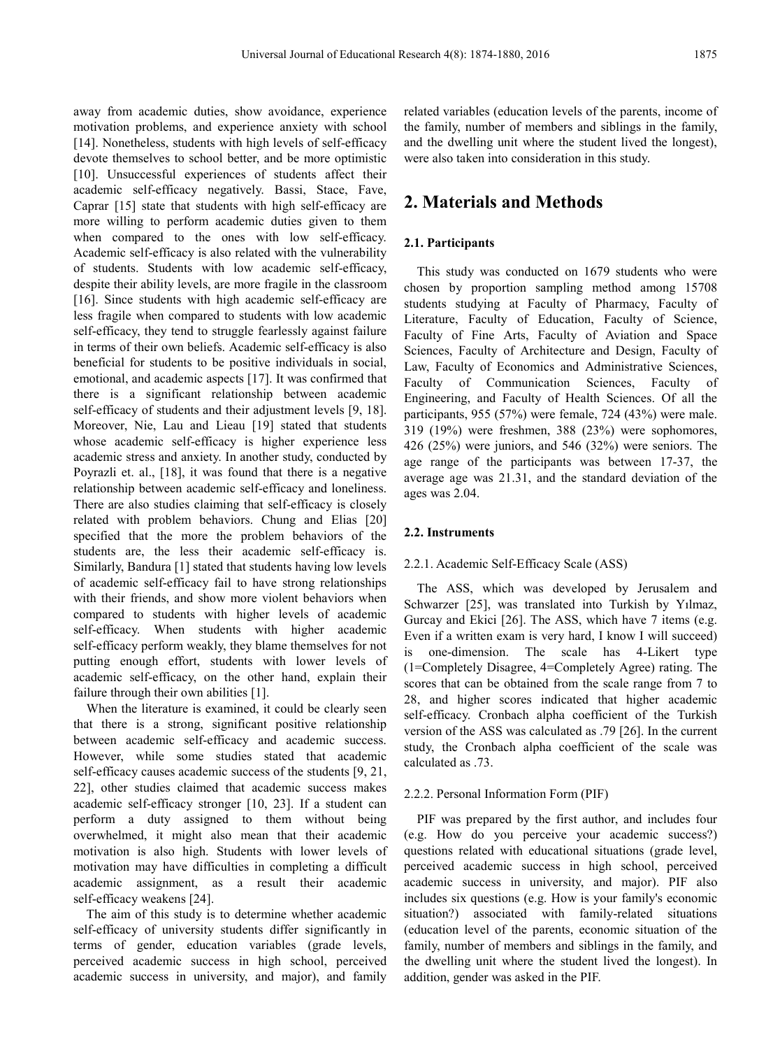away from academic duties, show avoidance, experience motivation problems, and experience anxiety with school [14]. Nonetheless, students with high levels of self-efficacy devote themselves to school better, and be more optimistic [10]. Unsuccessful experiences of students affect their academic self-efficacy negatively. Bassi, Stace, Fave, Caprar [15] state that students with high self-efficacy are more willing to perform academic duties given to them when compared to the ones with low self-efficacy. Academic self-efficacy is also related with the vulnerability of students. Students with low academic self-efficacy, despite their ability levels, are more fragile in the classroom [16]. Since students with high academic self-efficacy are less fragile when compared to students with low academic self-efficacy, they tend to struggle fearlessly against failure in terms of their own beliefs. Academic self-efficacy is also beneficial for students to be positive individuals in social, emotional, and academic aspects [17]. It was confirmed that there is a significant relationship between academic self-efficacy of students and their adjustment levels [9, 18]. Moreover, Nie, Lau and Lieau [19] stated that students whose academic self-efficacy is higher experience less academic stress and anxiety. In another study, conducted by Poyrazli et. al., [18], it was found that there is a negative relationship between academic self-efficacy and loneliness. There are also studies claiming that self-efficacy is closely related with problem behaviors. Chung and Elias [20] specified that the more the problem behaviors of the students are, the less their academic self-efficacy is. Similarly, Bandura [1] stated that students having low levels of academic self-efficacy fail to have strong relationships with their friends, and show more violent behaviors when compared to students with higher levels of academic self-efficacy. When students with higher academic self-efficacy perform weakly, they blame themselves for not putting enough effort, students with lower levels of academic self-efficacy, on the other hand, explain their failure through their own abilities [1].

When the literature is examined, it could be clearly seen that there is a strong, significant positive relationship between academic self-efficacy and academic success. However, while some studies stated that academic self-efficacy causes academic success of the students [9, 21, 22], other studies claimed that academic success makes academic self-efficacy stronger [10, 23]. If a student can perform a duty assigned to them without being overwhelmed, it might also mean that their academic motivation is also high. Students with lower levels of motivation may have difficulties in completing a difficult academic assignment, as a result their academic self-efficacy weakens [24].

The aim of this study is to determine whether academic self-efficacy of university students differ significantly in terms of gender, education variables (grade levels, perceived academic success in high school, perceived academic success in university, and major), and family related variables (education levels of the parents, income of the family, number of members and siblings in the family, and the dwelling unit where the student lived the longest), were also taken into consideration in this study.

## 2. Materials and Methods

### 2.1. Participants

This study was conducted on 1679 students who were chosen by proportion sampling method among 15708 students studying at Faculty of Pharmacy, Faculty of Literature, Faculty of Education, Faculty of Science, Faculty of Fine Arts, Faculty of Aviation and Space Sciences, Faculty of Architecture and Design, Faculty of Law, Faculty of Economics and Administrative Sciences, Faculty of Communication Sciences, Faculty of Engineering, and Faculty of Health Sciences. Of all the participants, 955 (57%) were female, 724 (43%) were male. 319 (19%) were freshmen, 388 (23%) were sophomores, 426 (25%) were juniors, and 546 (32%) were seniors. The age range of the participants was between 17-37, the average age was 21.31, and the standard deviation of the ages was 2.04.

### 2.2. Instruments

#### 2.2.1. Academic Self-Efficacy Scale (ASS)

The ASS, which was developed by Jerusalem and Schwarzer [25], was translated into Turkish by Yılmaz, Gurcay and Ekici [26]. The ASS, which have 7 items (e.g. Even if a written exam is very hard, I know I will succeed) is one-dimension. The scale has 4-Likert type (1=Completely Disagree, 4=Completely Agree) rating. The scores that can be obtained from the scale range from 7 to 28, and higher scores indicated that higher academic self-efficacy. Cronbach alpha coefficient of the Turkish version of the ASS was calculated as .79 [26]. In the current study, the Cronbach alpha coefficient of the scale was calculated as .73.

#### 2.2.2. Personal Information Form (PIF)

PIF was prepared by the first author, and includes four (e.g. How do you perceive your academic success?) questions related with educational situations (grade level, perceived academic success in high school, perceived academic success in university, and major). PIF also includes six questions (e.g. How is your family's economic situation?) associated with family-related situations (education level of the parents, economic situation of the family, number of members and siblings in the family, and the dwelling unit where the student lived the longest). In addition, gender was asked in the PIF.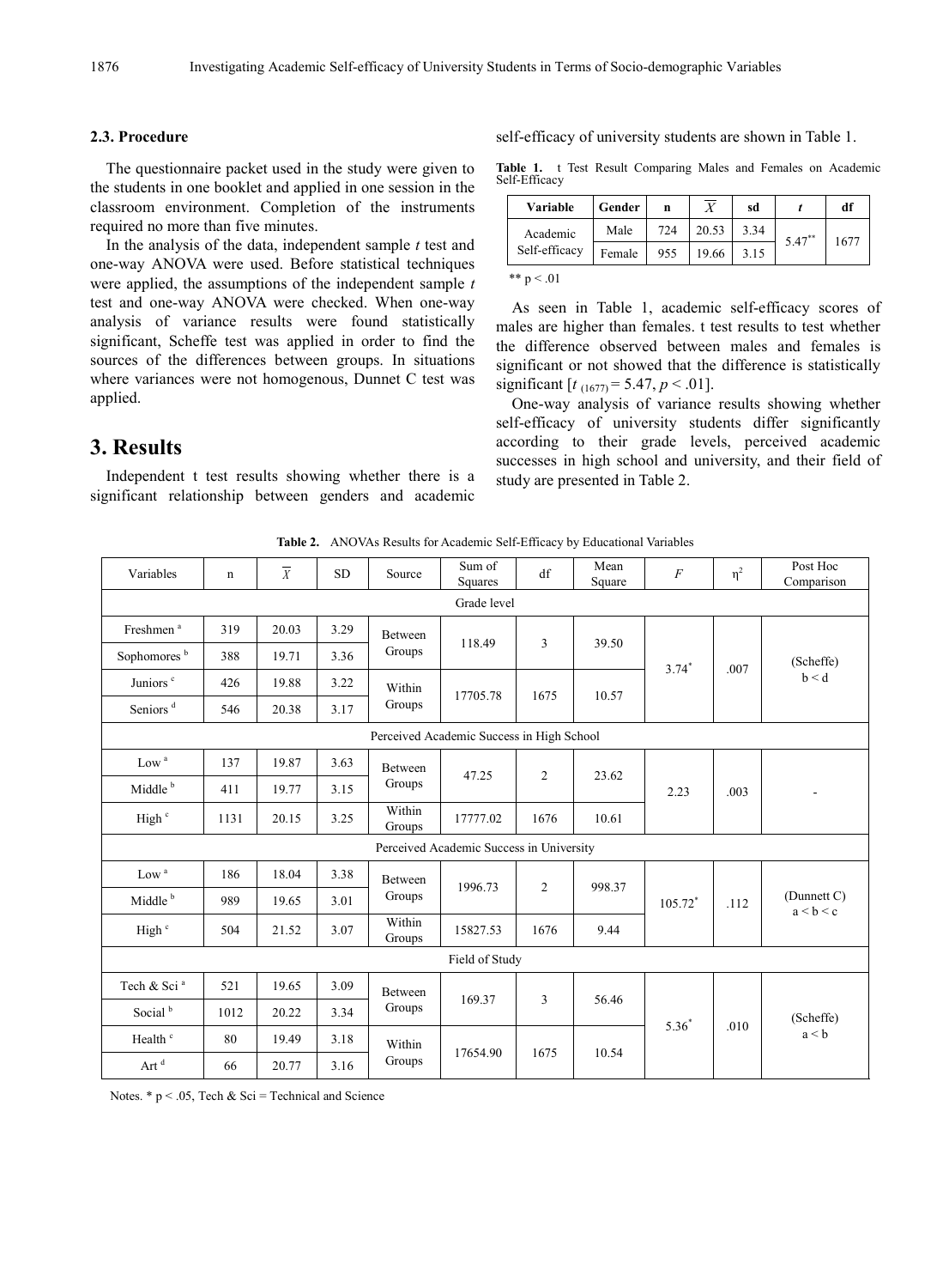### 2.3. Procedure

The questionnaire packet used in the study were given to the students in one booklet and applied in one session in the classroom environment. Completion of the instruments required no more than five minutes.

In the analysis of the data, independent sample *t* test and one-way ANOVA were used. Before statistical techniques were applied, the assumptions of the independent sample *t* test and one-way ANOVA were checked. When one-way analysis of variance results were found statistically significant, Scheffe test was applied in order to find the sources of the differences between groups. In situations where variances were not homogenous, Dunnet C test was applied.

## 3. Results

Independent t test results showing whether there is a significant relationship between genders and academic self-efficacy of university students are shown in Table 1.

**Table 1.** t Test Result Comparing Males and Females on Academic Self-Efficacy

| Variable | Gender | n | $\overline{X}$ | sd | *t* | df |
|---|---|---|---|---|---|---|
| Academic Self-efficacy | Male | 724 | 20.53 | 3.34 | 5.47** | 1677 |
| | Female | 955 | 19.66 | 3.15 | | |

** p < .01

As seen in Table 1, academic self-efficacy scores of males are higher than females. t test results to test whether the difference observed between males and females is significant or not showed that the difference is statistically significant [$t_{(1677)} = 5.47, p < .01$].

One-way analysis of variance results showing whether self-efficacy of university students differ significantly according to their grade levels, perceived academic successes in high school and university, and their field of study are presented in Table 2.

**Table 2.** ANOVAs Results for Academic Self-Efficacy by Educational Variables

| Variables | n | $\overline{X}$ | SD | Source | Sum of Squares | df | Mean Square | *F* | $\eta^2$ | Post Hoc Comparison |
|---|---|---|---|---|---|---|---|---|---|---|
| Grade level | | | | | | | | | | |
| Freshmen [a] | 319 | 20.03 | 3.29 | Between Groups | 118.49 | 3 | 39.50 | 3.74* | .007 | (Scheffe) b < d |
| Sophomores [b] | 388 | 19.71 | 3.36 | | | | | | | |
| Juniors [c] | 426 | 19.88 | 3.22 | Within Groups | 17705.78 | 1675 | 10.57 | | | |
| Seniors [d] | 546 | 20.38 | 3.17 | | | | | | | |
| Perceived Academic Success in High School | | | | | | | | | | |
| Low [a] | 137 | 19.87 | 3.63 | Between Groups | 47.25 | 2 | 23.62 | 2.23 | .003 | - |
| Middle [b] | 411 | 19.77 | 3.15 | | | | | | | |
| High [c] | 1131 | 20.15 | 3.25 | Within Groups | 17777.02 | 1676 | 10.61 | | | |
| Perceived Academic Success in University | | | | | | | | | | |
| Low [a] | 186 | 18.04 | 3.38 | Between Groups | 1996.73 | 2 | 998.37 | 105.72* | .112 | (Dunnett C) a < b < c |
| Middle [b] | 989 | 19.65 | 3.01 | | | | | | | |
| High [c] | 504 | 21.52 | 3.07 | Within Groups | 15827.53 | 1676 | 9.44 | | | |
| Field of Study | | | | | | | | | | |
| Tech & Sci [a] | 521 | 19.65 | 3.09 | Between Groups | 169.37 | 3 | 56.46 | 5.36* | .010 | (Scheffe) a < b |
| Social [b] | 1012 | 20.22 | 3.34 | | | | | | | |
| Health [c] | 80 | 19.49 | 3.18 | Within Groups | 17654.90 | 1675 | 10.54 | | | |
| Art [d] | 66 | 20.77 | 3.16 | | | | | | | |

Notes. * p < .05, Tech & Sci = Technical and Science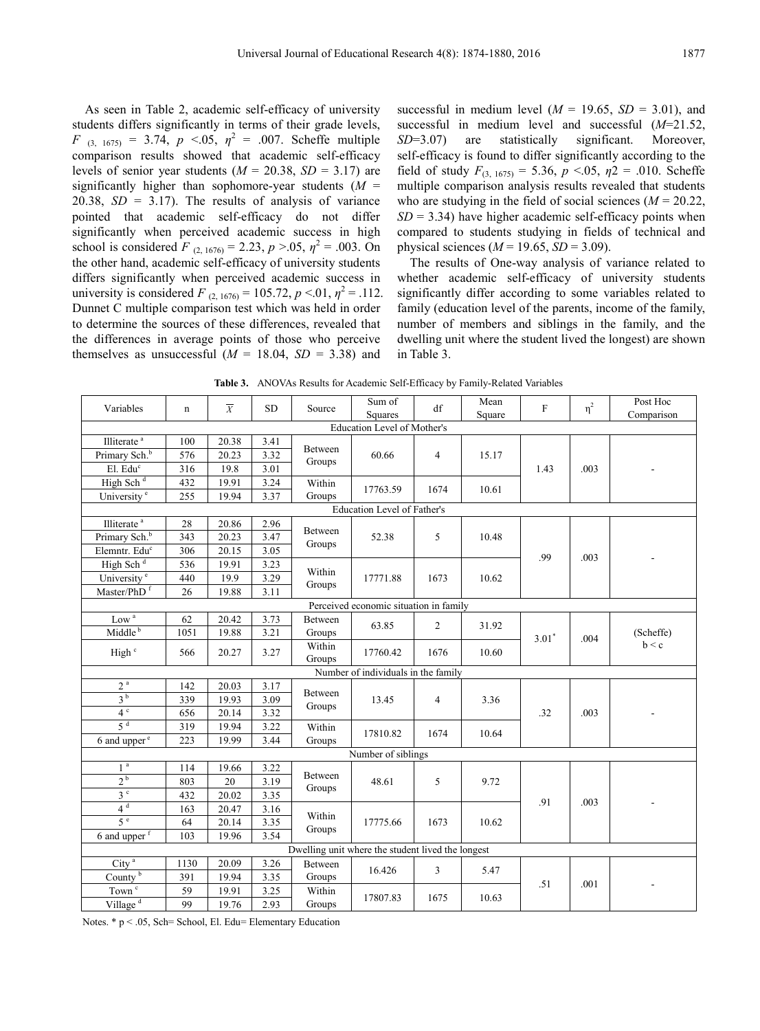As seen in Table 2, academic self-efficacy of university students differs significantly in terms of their grade levels, $F_{(3,\ 1675)} = 3.74$, $p < .05$, $\eta^2 = .007$. Scheffe multiple comparison results showed that academic self-efficacy levels of senior year students ($M = 20.38$, $SD = 3.17$) are significantly higher than sophomore-year students ($M = 20.38$, $SD = 3.17$). The results of analysis of variance pointed that academic self-efficacy do not differ significantly when perceived academic success in high school is considered $F_{(2,\ 1676)} = 2.23$, $p > .05$, $\eta^2 = .003$. On the other hand, academic self-efficacy of university students differs significantly when perceived academic success in university is considered $F_{(2,\ 1676)} = 105.72$, $p < .01$, $\eta^2 = .112$. Dunnet C multiple comparison test which was held in order to determine the sources of these differences, revealed that the differences in average points of those who perceive themselves as unsuccessful ($M = 18.04$, $SD = 3.38$) and successful in medium level ($M = 19.65$, $SD = 3.01$), and successful in medium level and successful ($M$=21.52, $SD$=3.07) are statistically significant. Moreover, self-efficacy is found to differ significantly according to the field of study $F_{(3,\ 1675)} = 5.36$, $p < .05$, $\eta 2 = .010$. Scheffe multiple comparison analysis results revealed that students who are studying in the field of social sciences ($M = 20.22$, $SD = 3.34$) have higher academic self-efficacy points when compared to students studying in fields of technical and physical sciences ($M = 19.65$, $SD = 3.09$).

The results of One-way analysis of variance related to whether academic self-efficacy of university students significantly differ according to some variables related to family (education level of the parents, income of the family, number of members and siblings in the family, and the dwelling unit where the student lived the longest) are shown in Table 3.

**Table 3.** ANOVAs Results for Academic Self-Efficacy by Family-Related Variables

| Variables | n | $\overline{X}$ | SD | Source | Sum of Squares | df | Mean Square | F | $\eta^2$ | Post Hoc Comparison |
|---|---|---|---|---|---|---|---|---|---|---|
| **Education Level of Mother's** | | | | | | | | | | |
| Illiterate [a] | 100 | 20.38 | 3.41 | Between Groups | 60.66 | 4 | 15.17 | 1.43 | .003 | - |
| Primary Sch.[b] | 576 | 20.23 | 3.32 | | | | | | | |
| El. Edu[c] | 316 | 19.8 | 3.01 | | | | | | | |
| High Sch [d] | 432 | 19.91 | 3.24 | Within Groups | 17763.59 | 1674 | 10.61 | | | |
| University [e] | 255 | 19.94 | 3.37 | | | | | | | |
| **Education Level of Father's** | | | | | | | | | | |
| Illiterate [a] | 28 | 20.86 | 2.96 | Between Groups | 52.38 | 5 | 10.48 | .99 | .003 | - |
| Primary Sch.[b] | 343 | 20.23 | 3.47 | | | | | | | |
| Elemntr. Edu[c] | 306 | 20.15 | 3.05 | | | | | | | |
| High Sch [d] | 536 | 19.91 | 3.23 | Within Groups | 17771.88 | 1673 | 10.62 | | | |
| University [e] | 440 | 19.9 | 3.29 | | | | | | | |
| Master/PhD [f] | 26 | 19.88 | 3.11 | | | | | | | |
| **Perceived economic situation in family** | | | | | | | | | | |
| Low [a] | 62 | 20.42 | 3.73 | Between Groups | 63.85 | 2 | 31.92 | 3.01* | .004 | (Scheffe) b < c |
| Middle [b] | 1051 | 19.88 | 3.21 | | | | | | | |
| High [c] | 566 | 20.27 | 3.27 | Within Groups | 17760.42 | 1676 | 10.60 | | | |
| **Number of individuals in the family** | | | | | | | | | | |
| 2 [a] | 142 | 20.03 | 3.17 | Between Groups | 13.45 | 4 | 3.36 | .32 | .003 | - |
| 3 [b] | 339 | 19.93 | 3.09 | | | | | | | |
| 4 [c] | 656 | 20.14 | 3.32 | | | | | | | |
| 5 [d] | 319 | 19.94 | 3.22 | Within Groups | 17810.82 | 1674 | 10.64 | | | |
| 6 and upper [e] | 223 | 19.99 | 3.44 | | | | | | | |
| **Number of siblings** | | | | | | | | | | |
| 1 [a] | 114 | 19.66 | 3.22 | Between Groups | 48.61 | 5 | 9.72 | .91 | .003 | - |
| 2 [b] | 803 | 20 | 3.19 | | | | | | | |
| 3 [c] | 432 | 20.02 | 3.35 | | | | | | | |
| 4 [d] | 163 | 20.47 | 3.16 | Within Groups | 17775.66 | 1673 | 10.62 | | | |
| 5 [e] | 64 | 20.14 | 3.35 | | | | | | | |
| 6 and upper [f] | 103 | 19.96 | 3.54 | | | | | | | |
| **Dwelling unit where the student lived the longest** | | | | | | | | | | |
| City [a] | 1130 | 20.09 | 3.26 | Between Groups | 16.426 | 3 | 5.47 | .51 | .001 | - |
| County [b] | 391 | 19.94 | 3.35 | | | | | | | |
| Town [c] | 59 | 19.91 | 3.25 | Within Groups | 17807.83 | 1675 | 10.63 | | | |
| Village [d] | 99 | 19.76 | 2.93 | | | | | | | |

Notes. * p < .05, Sch= School, El. Edu= Elementary Education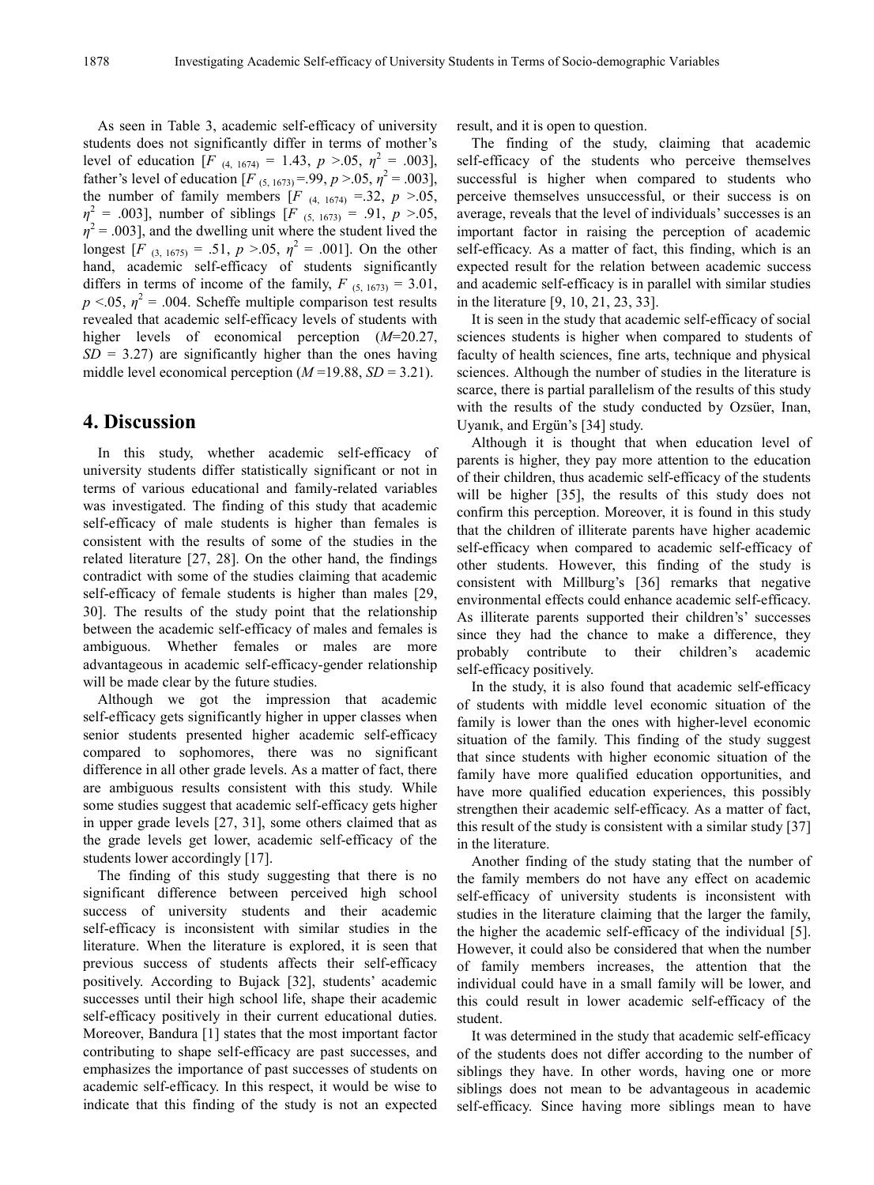As seen in Table 3, academic self-efficacy of university students does not significantly differ in terms of mother's level of education [$F_{(4, 1674)} = 1.43$, $p > .05$, $\eta^2 = .003$], father's level of education [$F_{(5, 1673)} = .99$, $p > .05$, $\eta^2 = .003$], the number of family members [$F_{(4, 1674)} = .32$, $p > .05$, $\eta^2 = .003$], number of siblings [$F_{(5, 1673)} = .91$, $p > .05$, $\eta^2 = .003$], and the dwelling unit where the student lived the longest [$F_{(3, 1675)} = .51$, $p > .05$, $\eta^2 = .001$]. On the other hand, academic self-efficacy of students significantly differs in terms of income of the family, $F_{(5, 1673)} = 3.01$, $p < .05$, $\eta^2 = .004$. Scheffe multiple comparison test results revealed that academic self-efficacy levels of students with higher levels of economical perception ($M$=20.27, $SD$ = 3.27) are significantly higher than the ones having middle level economical perception ($M$ =19.88, $SD$ = 3.21).

## 4. Discussion

In this study, whether academic self-efficacy of university students differ statistically significant or not in terms of various educational and family-related variables was investigated. The finding of this study that academic self-efficacy of male students is higher than females is consistent with the results of some of the studies in the related literature [27, 28]. On the other hand, the findings contradict with some of the studies claiming that academic self-efficacy of female students is higher than males [29, 30]. The results of the study point that the relationship between the academic self-efficacy of males and females is ambiguous. Whether females or males are more advantageous in academic self-efficacy-gender relationship will be made clear by the future studies.

Although we got the impression that academic self-efficacy gets significantly higher in upper classes when senior students presented higher academic self-efficacy compared to sophomores, there was no significant difference in all other grade levels. As a matter of fact, there are ambiguous results consistent with this study. While some studies suggest that academic self-efficacy gets higher in upper grade levels [27, 31], some others claimed that as the grade levels get lower, academic self-efficacy of the students lower accordingly [17].

The finding of this study suggesting that there is no significant difference between perceived high school success of university students and their academic self-efficacy is inconsistent with similar studies in the literature. When the literature is explored, it is seen that previous success of students affects their self-efficacy positively. According to Bujack [32], students' academic successes until their high school life, shape their academic self-efficacy positively in their current educational duties. Moreover, Bandura [1] states that the most important factor contributing to shape self-efficacy are past successes, and emphasizes the importance of past successes of students on academic self-efficacy. In this respect, it would be wise to indicate that this finding of the study is not an expected result, and it is open to question.

The finding of the study, claiming that academic self-efficacy of the students who perceive themselves successful is higher when compared to students who perceive themselves unsuccessful, or their success is on average, reveals that the level of individuals' successes is an important factor in raising the perception of academic self-efficacy. As a matter of fact, this finding, which is an expected result for the relation between academic success and academic self-efficacy is in parallel with similar studies in the literature [9, 10, 21, 23, 33].

It is seen in the study that academic self-efficacy of social sciences students is higher when compared to students of faculty of health sciences, fine arts, technique and physical sciences. Although the number of studies in the literature is scarce, there is partial parallelism of the results of this study with the results of the study conducted by Ozsüer, Inan, Uyanık, and Ergün's [34] study.

Although it is thought that when education level of parents is higher, they pay more attention to the education of their children, thus academic self-efficacy of the students will be higher [35], the results of this study does not confirm this perception. Moreover, it is found in this study that the children of illiterate parents have higher academic self-efficacy when compared to academic self-efficacy of other students. However, this finding of the study is consistent with Millburg's [36] remarks that negative environmental effects could enhance academic self-efficacy. As illiterate parents supported their children's' successes since they had the chance to make a difference, they probably contribute to their children's academic self-efficacy positively.

In the study, it is also found that academic self-efficacy of students with middle level economic situation of the family is lower than the ones with higher-level economic situation of the family. This finding of the study suggest that since students with higher economic situation of the family have more qualified education opportunities, and have more qualified education experiences, this possibly strengthen their academic self-efficacy. As a matter of fact, this result of the study is consistent with a similar study [37] in the literature.

Another finding of the study stating that the number of the family members do not have any effect on academic self-efficacy of university students is inconsistent with studies in the literature claiming that the larger the family, the higher the academic self-efficacy of the individual [5]. However, it could also be considered that when the number of family members increases, the attention that the individual could have in a small family will be lower, and this could result in lower academic self-efficacy of the student.

It was determined in the study that academic self-efficacy of the students does not differ according to the number of siblings they have. In other words, having one or more siblings does not mean to be advantageous in academic self-efficacy. Since having more siblings mean to have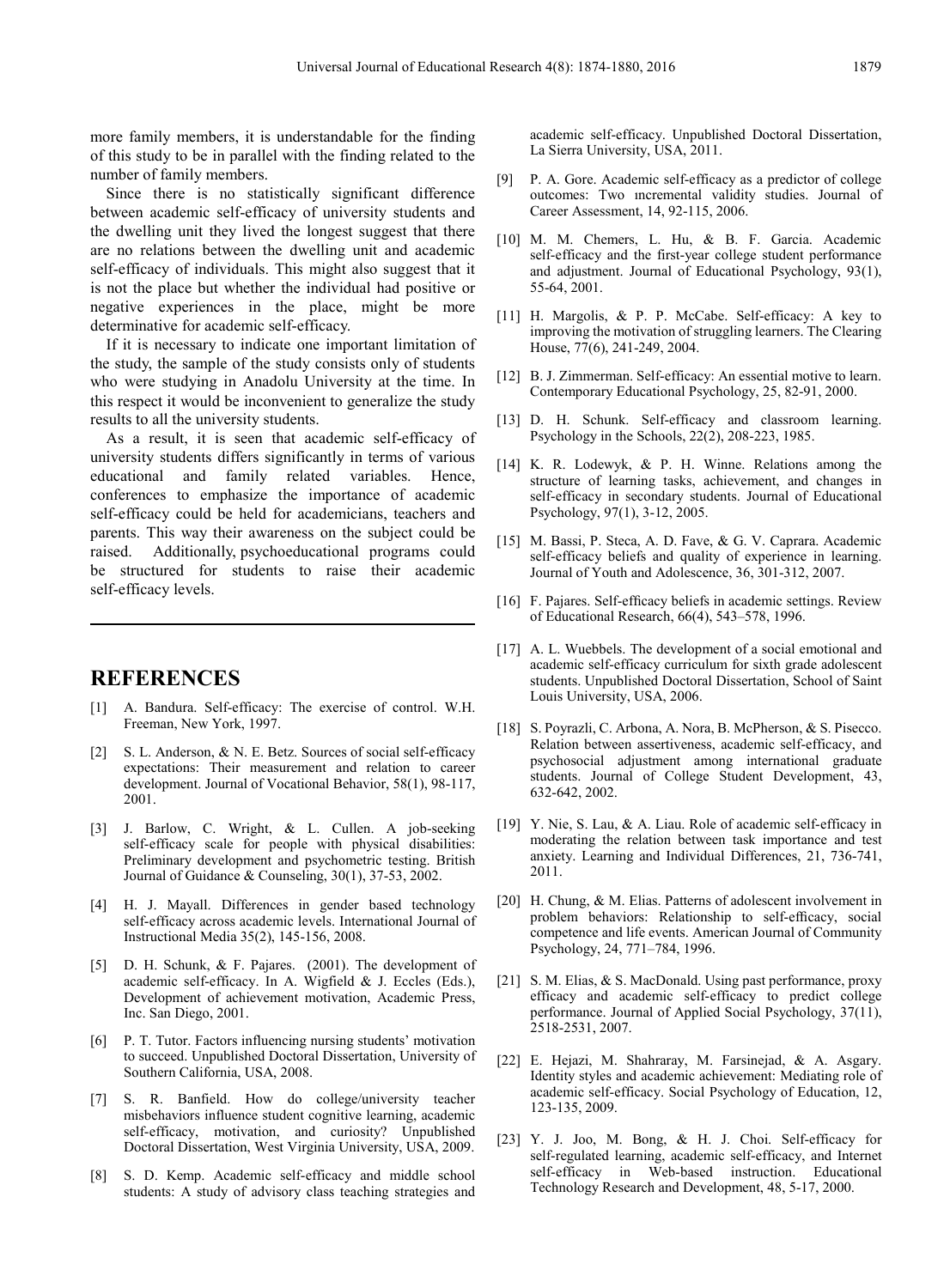more family members, it is understandable for the finding of this study to be in parallel with the finding related to the number of family members.

Since there is no statistically significant difference between academic self-efficacy of university students and the dwelling unit they lived the longest suggest that there are no relations between the dwelling unit and academic self-efficacy of individuals. This might also suggest that it is not the place but whether the individual had positive or negative experiences in the place, might be more determinative for academic self-efficacy.

If it is necessary to indicate one important limitation of the study, the sample of the study consists only of students who were studying in Anadolu University at the time. In this respect it would be inconvenient to generalize the study results to all the university students.

As a result, it is seen that academic self-efficacy of university students differs significantly in terms of various educational and family related variables. Hence, conferences to emphasize the importance of academic self-efficacy could be held for academicians, teachers and parents. This way their awareness on the subject could be raised. Additionally, psychoeducational programs could be structured for students to raise their academic self-efficacy levels.

# REFERENCES

[1] A. Bandura. Self-efficacy: The exercise of control. W.H. Freeman, New York, 1997.

[2] S. L. Anderson, & N. E. Betz. Sources of social self-efficacy expectations: Their measurement and relation to career development. Journal of Vocational Behavior, 58(1), 98-117, 2001.

[3] J. Barlow, C. Wright, & L. Cullen. A job-seeking self-efficacy scale for people with physical disabilities: Preliminary development and psychometric testing. British Journal of Guidance & Counseling, 30(1), 37-53, 2002.

[4] H. J. Mayall. Differences in gender based technology self-efficacy across academic levels. International Journal of Instructional Media 35(2), 145-156, 2008.

[5] D. H. Schunk, & F. Pajares. (2001). The development of academic self-efficacy. In A. Wigfield & J. Eccles (Eds.), Development of achievement motivation, Academic Press, Inc. San Diego, 2001.

[6] P. T. Tutor. Factors influencing nursing students' motivation to succeed. Unpublished Doctoral Dissertation, University of Southern California, USA, 2008.

[7] S. R. Banfield. How do college/university teacher misbehaviors influence student cognitive learning, academic self-efficacy, motivation, and curiosity? Unpublished Doctoral Dissertation, West Virginia University, USA, 2009.

[8] S. D. Kemp. Academic self-efficacy and middle school students: A study of advisory class teaching strategies and academic self-efficacy. Unpublished Doctoral Dissertation, La Sierra University, USA, 2011.

[9] P. A. Gore. Academic self-efficacy as a predictor of college outcomes: Two ıncremental validity studies. Journal of Career Assessment, 14, 92-115, 2006.

[10] M. M. Chemers, L. Hu, & B. F. Garcia. Academic self-efficacy and the first-year college student performance and adjustment. Journal of Educational Psychology, 93(1), 55-64, 2001.

[11] H. Margolis, & P. P. McCabe. Self-efficacy: A key to improving the motivation of struggling learners. The Clearing House, 77(6), 241-249, 2004.

[12] B. J. Zimmerman. Self-efficacy: An essential motive to learn. Contemporary Educational Psychology, 25, 82-91, 2000.

[13] D. H. Schunk. Self-efficacy and classroom learning. Psychology in the Schools, 22(2), 208-223, 1985.

[14] K. R. Lodewyk, & P. H. Winne. Relations among the structure of learning tasks, achievement, and changes in self-efficacy in secondary students. Journal of Educational Psychology, 97(1), 3-12, 2005.

[15] M. Bassi, P. Steca, A. D. Fave, & G. V. Caprara. Academic self-efficacy beliefs and quality of experience in learning. Journal of Youth and Adolescence, 36, 301-312, 2007.

[16] F. Pajares. Self-efficacy beliefs in academic settings. Review of Educational Research, 66(4), 543–578, 1996.

[17] A. L. Wuebbels. The development of a social emotional and academic self-efficacy curriculum for sixth grade adolescent students. Unpublished Doctoral Dissertation, School of Saint Louis University, USA, 2006.

[18] S. Poyrazli, C. Arbona, A. Nora, B. McPherson, & S. Pisecco. Relation between assertiveness, academic self-efficacy, and psychosocial adjustment among international graduate students. Journal of College Student Development, 43, 632-642, 2002.

[19] Y. Nie, S. Lau, & A. Liau. Role of academic self-efficacy in moderating the relation between task importance and test anxiety. Learning and Individual Differences, 21, 736-741, 2011.

[20] H. Chung, & M. Elias. Patterns of adolescent involvement in problem behaviors: Relationship to self-efficacy, social competence and life events. American Journal of Community Psychology, 24, 771–784, 1996.

[21] S. M. Elias, & S. MacDonald. Using past performance, proxy efficacy and academic self-efficacy to predict college performance. Journal of Applied Social Psychology, 37(11), 2518-2531, 2007.

[22] E. Hejazi, M. Shahraray, M. Farsinejad, & A. Asgary. Identity styles and academic achievement: Mediating role of academic self-efficacy. Social Psychology of Education, 12, 123-135, 2009.

[23] Y. J. Joo, M. Bong, & H. J. Choi. Self-efficacy for self-regulated learning, academic self-efficacy, and Internet self-efficacy in Web-based instruction. Educational Technology Research and Development, 48, 5-17, 2000.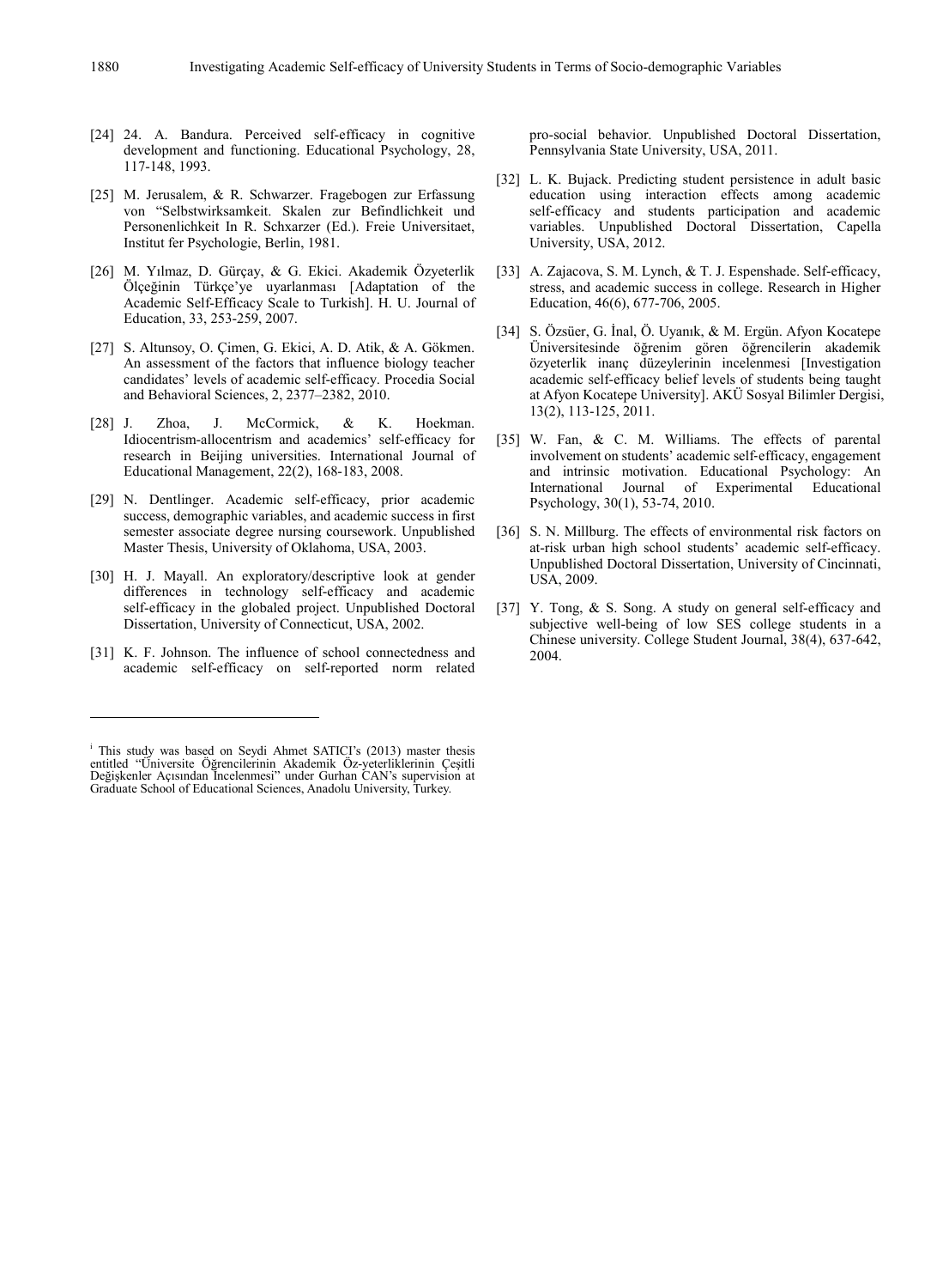[24] 24. A. Bandura. Perceived self-efficacy in cognitive development and functioning. Educational Psychology, 28, 117-148, 1993.

[25] M. Jerusalem, & R. Schwarzer. Fragebogen zur Erfassung von "Selbstwirksamkeit. Skalen zur Befindlichkeit und Personenlichkeit In R. Schxarzer (Ed.). Freie Universitaet, Institut fer Psychologie, Berlin, 1981.

[26] M. Yılmaz, D. Gürçay, & G. Ekici. Akademik Özyeterlik Ölçeğinin Türkçe'ye uyarlanması [Adaptation of the Academic Self-Efficacy Scale to Turkish]. H. U. Journal of Education, 33, 253-259, 2007.

[27] S. Altunsoy, O. Çimen, G. Ekici, A. D. Atik, & A. Gökmen. An assessment of the factors that influence biology teacher candidates' levels of academic self-efficacy. Procedia Social and Behavioral Sciences, 2, 2377–2382, 2010.

[28] J. Zhoa, J. McCormick, & K. Hoekman. Idiocentrism-allocentrism and academics' self-efficacy for research in Beijing universities. International Journal of Educational Management, 22(2), 168-183, 2008.

[29] N. Dentlinger. Academic self-efficacy, prior academic success, demographic variables, and academic success in first semester associate degree nursing coursework. Unpublished Master Thesis, University of Oklahoma, USA, 2003.

[30] H. J. Mayall. An exploratory/descriptive look at gender differences in technology self-efficacy and academic self-efficacy in the globaled project. Unpublished Doctoral Dissertation, University of Connecticut, USA, 2002.

[31] K. F. Johnson. The influence of school connectedness and academic self-efficacy on self-reported norm related pro-social behavior. Unpublished Doctoral Dissertation, Pennsylvania State University, USA, 2011.

[32] L. K. Bujack. Predicting student persistence in adult basic education using interaction effects among academic self-efficacy and students participation and academic variables. Unpublished Doctoral Dissertation, Capella University, USA, 2012.

[33] A. Zajacova, S. M. Lynch, & T. J. Espenshade. Self-efficacy, stress, and academic success in college. Research in Higher Education, 46(6), 677-706, 2005.

[34] S. Özsüer, G. İnal, Ö. Uyanık, & M. Ergün. Afyon Kocatepe Üniversitesinde öğrenim gören öğrencilerin akademik özyeterlik inanç düzeylerinin incelenmesi [Investigation academic self-efficacy belief levels of students being taught at Afyon Kocatepe University]. AKÜ Sosyal Bilimler Dergisi, 13(2), 113-125, 2011.

[35] W. Fan, & C. M. Williams. The effects of parental involvement on students' academic self-efficacy, engagement and intrinsic motivation. Educational Psychology: An International Journal of Experimental Educational Psychology, 30(1), 53-74, 2010.

[36] S. N. Millburg. The effects of environmental risk factors on at-risk urban high school students' academic self-efficacy. Unpublished Doctoral Dissertation, University of Cincinnati, USA, 2009.

[37] Y. Tong, & S. Song. A study on general self-efficacy and subjective well-being of low SES college students in a Chinese university. College Student Journal, 38(4), 637-642, 2004.

---

[i] This study was based on Seydi Ahmet SATICI's (2013) master thesis entitled "Üniversite Öğrencilerinin Akademik Öz-yeterliklerinin Çeşitli Değişkenler Açısından İncelenmesi" under Gurhan CAN's supervision at Graduate School of Educational Sciences, Anadolu University, Turkey.